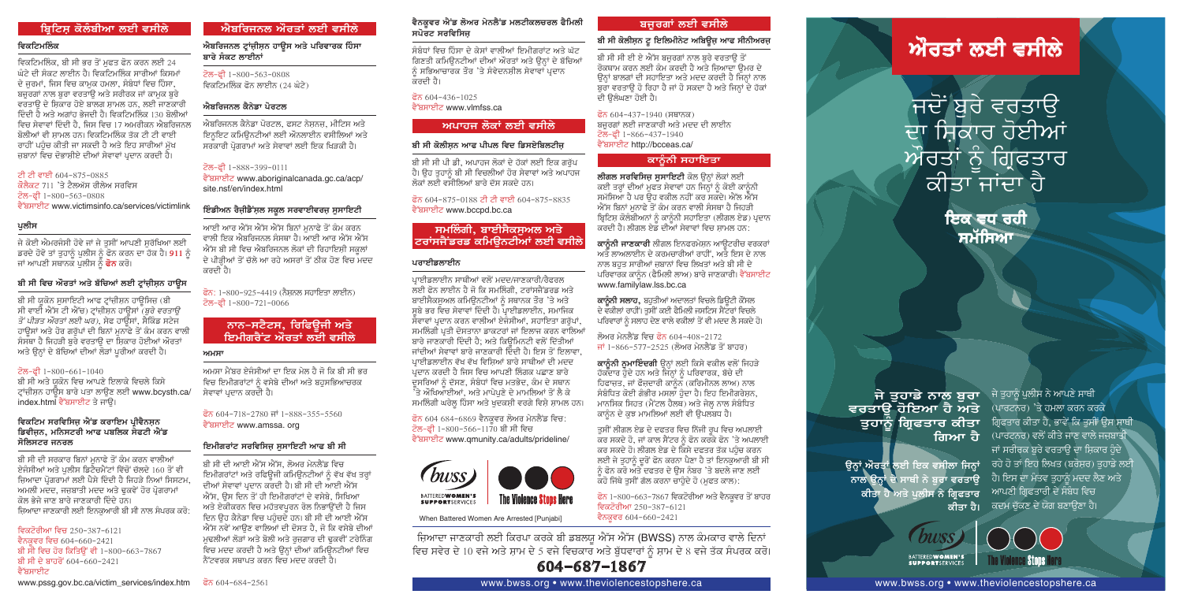## ਬ੍ਰਿਟਿਸ਼ ਕੋਲੰਬੀਆ ਲਈ ਵਸੀਲੇ

### ਵਿਕਟਿਮਲਿੰਕ

ਵਿਕਟਿਮਲਿੰਕ, ਬੀ ਸੀ ਭਰ ਤੋਂ ਮੁਫ਼ਤ ਫੋਨ ਕਰਨ ਲਈ 24 ਘੰਟੇ ਦੀ ਸੰਕਟ ਲਾਈਨ ਹੈ। ਵਿਕਟਿਮਲਿੰਕ ਸਾਰੀਆਂ ਕਿਸਮਾਂ ਦੇ ਜੁਰਮਾਂ, ਜਿਸ ਵਿਚ ਕਾਮੁਕ ਹਮਲਾ, ਸੰਬੰਧਾਂ ਵਿਚ ਹਿੰਸਾ, ਬਜ਼ੁਰਗਾਂ ਨਾਲ ਬੁਰਾ ਵਰਤਾਉ ਅਤੇ ਸਰੀਰਕ ਜਾਂ ਕਾਮੁਕ ਬੁਰੇ ਵਰਤਾਉ ਦੇ ਸ਼ਿਕਾਰ ਹੋਏ ਬਾਲਗ ਸ਼ਾਮਲ ਹਨ, ਲਈ ਜਾਣਕਾਰੀ ਦਿੰਦੀ ਹੈ ਅਤੇ ਅਗਾਂਹ ਭੇਜਦੀ ਹੈ। ਵਿਕਟਿਮਲਿੰਕ 130 ਬੋਲੀਆਂ ਵਿਚ ਸੇਵਾਵਾਂ ਦਿੰਦੀ ਹੈ, ਜਿਸ ਵਿਚ 17 ਅਬਰੌਜਨਲ ਬੋਲੀਆਂ ਵੀ ਸ਼ਾਮਲ ਹਨ। ਵਿਕਟਿਮਲਿੰਕ ਤੱਕ ਟੀ ਟੀ ਵਾਈ ਰਾਹੀਂ ਪਹੁੰਚ ਕੀਤੀ ਜਾ ਸਕਦੀ ਹੈ ਅਤੇ ਇਹ ਸਾਰੀਆਂ ਮੁੱਖ ਜ਼ਬਾਨਾਂ ਵਿਚ ਦੋਭਾਸ਼ੀਏ ਦੀਆਂ ਸੇਵਾਵਾਂ ਪ੍ਰਦਾਨ ਕਰਦੀ ਹੈ।

ਟੀ ਟੀ ਵਾਈ 604-875-0885
ਕੌਲੈਕਟ 711 'ਤੇ ਟੈਲਅਸ ਰੀਲੇਅ ਸਰਵਿਸ
ਟੋਲ-ਫ੍ਰੀ 1-800-563-0808
ਵੈਬਸਾਈਟ www.victimsinfo.ca/services/victimlink

### ਪੁਲੀਸ

ਜੇ ਕੋਈ ਐਮਰਜੈਂਸੀ ਹੋਵੇ ਜਾਂ ਜੇ ਤੁਸੀਂ ਆਪਣੀ ਸੁਰੱਖਿਆ ਲਈ ਡਰਦੇ ਹੋਵੋ ਤਾਂ ਤੁਹਾਨੂੰ ਪੁਲੀਸ ਨੂੰ ਫੋਨ ਕਰਨ ਦਾ ਹੱਕ ਹੈ। **911** ਨੂੰ ਜਾਂ ਆਪਣੀ ਸਥਾਨਕ ਪੁਲੀਸ ਨੂੰ ਫੋਨ ਕਰੋ।

### ਬੀ ਸੀ ਵਿਚ ਔਰਤਾਂ ਅਤੇ ਬੱਚਿਆਂ ਲਈ ਟ੍ਰਾਂਜ਼ਿਸ਼ਨ ਹਾਊਸ

ਬੀ ਸੀ ਯੂਕੋਨ ਸੁਸਾਇਟੀ ਆਫ ਟ੍ਰਾਂਜ਼ਿਸ਼ਨ ਹਾਊਸਿਜ਼ (ਬੀ ਸੀ ਵਾਈ ਐੱਸ ਟੀ ਐੱਚ) ਟ੍ਰਾਂਜ਼ਿਸ਼ਨ ਹਾਊਸਾਂ (ਬੁਰੇ ਵਰਤਾਉ ਤੋਂ ਪੀੜਤ ਔਰਤਾਂ ਲਈ ਘਰ), ਸੇਫ਼ ਹਾਊਸਾਂ, ਸੈਕਿੰਡ ਸਟੇਜ ਹਾਊਸਾਂ ਅਤੇ ਹੋਰ ਗਰੁੱਪਾਂ ਦੀ ਪ੍ਰਤੀਨਿਧਤਾ ਕਰਨ ਵਾਲੀ ਸੰਸਥਾ ਹੈ ਜਿਹੜੀ ਬੁਰੇ ਵਰਤਾਉ ਦਾ ਸ਼ਿਕਾਰ ਹੋਈਆਂ ਔਰਤਾਂ ਅਤੇ ਉਨ੍ਹਾਂ ਦੇ ਬੱਚਿਆਂ ਦੀਆਂ ਲੋੜਾਂ ਪੂਰੀਆਂ ਕਰਦੀ ਹੈ।

ਟੋਲ-ਫ੍ਰੀ 1-800-661-1040
ਬੀ ਸੀ ਅਤੇ ਯੂਕੋਨ ਵਿਚ ਆਪਣੇ ਇਲਾਕੇ ਵਿਚਲੇ ਕਿਸੇ ਟ੍ਰਾਂਜ਼ਿਸ਼ਨ ਹਾਊਸ ਬਾਰੇ ਪਤਾ ਲਾਉਣ ਲਈ www.bcysth.ca/index.html ਵੈਬਸਾਈਟ ਤੇ ਜਾਉ।

### ਵਿਕਟਿਮ ਸਰਵਿਸਿਜ਼ ਐਂਡ ਕਰਾਇਮ ਪ੍ਰੀਵੈਨਸ਼ਨ ਡਿਵੀਜ਼ਨ, ਮਨਿਸਟਰੀ ਆਫ ਪਬਲਿਕ ਸੇਫਟੀ ਐਂਡ ਸੌਲਿਸਟਰ ਜਨਰਲ

ਬੀ ਸੀ ਦੀ ਸਰਕਾਰ ਜ਼ਿਨਾਂ ਮੁਨਾਫੇ ਤੋਂ ਕੰਮ ਕਰਨ ਵਾਲੀਆਂ ਏਜੰਸੀਆਂ ਅਤੇ ਪੁਲੀਸ ਡਿਟੈਚਮੈਂਟਾਂ ਵਿਚੋਂ ਚੱਲਦੇ 160 ਤੋਂ ਵੀ ਜ਼ਿਆਦਾ ਪ੍ਰੋਗਰਾਮਾਂ ਲਈ ਪੈਸੇ ਦਿੰਦੀ ਹੈ ਜਿਹੜੇ ਨਿਆਂ ਸਿਸਟਮ, ਅਮਲੀ ਮਦਦ, ਜਜ਼ਬਾਤੀ ਮਦਦ ਅਤੇ ਢੁਕਵੇਂ ਹੋਰ ਪ੍ਰੋਗਰਾਮਾਂ ਕੋਲ ਭੇਜੇ ਜਾਣ ਬਾਰੇ ਜਾਣਕਾਰੀ ਦਿੰਦੇ ਹਨ।
ਜ਼ਿਆਦਾ ਜਾਣਕਾਰੀ ਲਈ ਇਨਕੁਆਰੀ ਬੀ ਸੀ ਨਾਲ ਸੰਪਰਕ ਕਰੋ:

ਵਿਕਟੋਰੀਆ ਵਿਚ 250-387-6121
ਵੈਨਕੂਵਰ ਵਿਚ 604-660-2421
ਬੀ ਸੀ ਵਿਚ ਹੋਰ ਕਿਤਿਉਂ ਵੀ 1-800-663-7867
ਬੀ ਸੀ ਦੇ ਬਾਹਰੋਂ 604-660-2421
ਵੈਬਸਾਈਟ
www.pssg.gov.bc.ca/victim_services/index.htm

## ਐਬਰਿਜਨਲ ਔਰਤਾਂ ਲਈ ਵਸੀਲੇ

### ਐਬਰਿਜਨਲ ਟ੍ਰਾਂਜ਼ਿਸ਼ਨ ਹਾਊਸ ਅਤੇ ਪਰਿਵਾਰਕ ਹਿੰਸਾ ਬਾਰੇ ਸੰਕਟ ਲਾਈਨਾਂ

ਟੋਲ-ਫ੍ਰੀ 1-800-563-0808
ਵਿਕਟਿਮਲਿੰਕ ਫੋਨ ਲਾਈਨ (24 ਘੰਟੇ)

### ਐਬਰਿਜਨਲ ਕੈਨੇਡਾ ਪੋਰਟਲ

ਐਬਰਿਜਨਲ ਕੈਨੇਡਾ ਪੋਰਟਲ, ਫਸਟ ਨੇਸ਼ਨਜ਼, ਮੀਟਿਸ ਅਤੇ ਇਨੂਇਟ ਕਮਿਊਨਿਟੀਆਂ ਲਈ ਔਨਲਾਈਨ ਵਸੀਲਿਆਂ ਅਤੇ ਸਰਕਾਰੀ ਪ੍ਰੋਗਰਾਮਾਂ ਅਤੇ ਸੇਵਾਵਾਂ ਲਈ ਇਕ ਖਿੜਕੀ ਹੈ।

ਟੋਲ-ਫ੍ਰੀ 1-888-399-0111
ਵੈਬਸਾਈਟ www.aboriginalcanada.gc.ca/acp/site.nsf/en/index.html

### ਇੰਡੀਅਨ ਰੈਜ਼ੀਡੈਂਸ਼ਲ ਸਕੂਲ ਸਰਵਾਈਵਰਜ਼ ਸੁਸਾਇਟੀ

ਆਈ ਆਰ ਐੱਸ ਐੱਸ ਐੱਸ ਬਿਨਾਂ ਮੁਨਾਫੇ ਤੋਂ ਕੰਮ ਕਰਨ ਵਾਲੀ ਇਕ ਐਬਰਿਜਨਲ ਸੰਸਥਾ ਹੈ। ਆਈ ਆਰ ਐੱਸ ਐੱਸ ਐੱਸ ਬੀ ਸੀ ਵਿਚ ਐਬਰਿਜਨਲ ਲੋਕਾਂ ਦੀ ਰਿਹਾਇਸ਼ੀ ਸਕੂਲਾਂ ਦੇ ਪੀੜ੍ਹੀਆਂ ਤੋਂ ਚੱਲੇ ਆ ਰਹੇ ਅਸਰਾਂ ਤੋਂ ਠੀਕ ਹੋਣ ਵਿਚ ਮਦਦ ਕਰਦੀ ਹੈ।

ਫੋਨ: 1-800-925-4419 (ਨੈਸ਼ਨਲ ਸਹਾਇਤਾ ਲਾਈਨ)
ਟੋਲ-ਫ੍ਰੀ 1-800-721-0066

## ਨਾਨ-ਸਟੇਟਸ, ਰਿਫਿਊਜੀ ਅਤੇ ਇਮੀਗਰੈਂਟ ਔਰਤਾਂ ਲਈ ਵਸੀਲੇ

### ਅਮਸਾ

ਅਮਸਾ ਮੈਂਬਰ ਏਜੰਸੀਆਂ ਦਾ ਇਕ ਮੇਲ ਹੈ ਜੋ ਕਿ ਬੀ ਸੀ ਭਰ ਵਿਚ ਇਮੀਗਰੈਂਟਾਂ ਨੂੰ ਵਸੇਬੇ ਦੀਆਂ ਅਤੇ ਬਹੁਸਭਿਆਚਾਰਕ ਸੇਵਾਵਾਂ ਪ੍ਰਦਾਨ ਕਰਦੀ ਹੈ।

ਫੋਨ 604-718-2780 ਜਾਂ 1-888-355-5560
ਵੈਬਸਾਈਟ www.amssa. org

### ਇਮੀਗਰਾਂਟ ਸਰਵਿਸਿਜ਼ ਸੁਸਾਇਟੀ ਆਫ ਬੀ ਸੀ

ਬੀ ਸੀ ਦੀ ਆਈ ਐੱਸ ਐੱਸ, ਲੋਅਰ ਮੇਨਲੈਂਡ ਵਿਚ ਇਮੀਗਰਾਂਟਾਂ ਅਤੇ ਰਫਿਊਜੀ ਕਮਿਊਨਿਟੀਆਂ ਨੂੰ ਵੱਖ ਵੱਖ ਤਰ੍ਹਾਂ ਦੀਆਂ ਸੇਵਾਵਾਂ ਪ੍ਰਦਾਨ ਕਰਦੀ ਹੈ। ਬੀ ਸੀ ਦੀ ਆਈ ਐੱਸ ਐੱਸ, ਉਸ ਦਿਨ ਤੋਂ ਹੀ ਇਮੀਗਰਾਂਟਾਂ ਦੇ ਵਸੇਬੇ, ਸਿੱਖਿਆ ਅਤੇ ਰੋਜ਼ਗਾਰ ਵਿਚ ਮਹੱਤਵਪੂਰਨ ਰੋਲ ਨਿਭਾਉਂਦੀ ਹੈ ਜਿਸ ਦਿਨ ਉਹ ਕੈਨੇਡਾ ਵਿਚ ਪਹੁੰਚਦੇ ਹਨ। ਬੀ ਸੀ ਦੀ ਆਈ ਐੱਸ ਐੱਸ ਨਵੇਂ ਆਉਣ ਵਾਲਿਆਂ ਦੀ ਦੋਸਤ ਹੈ, ਜੋ ਕਿ ਵਸੇਬੇ ਦੀਆਂ ਮੁਢਲੀਆਂ ਲੋੜਾਂ ਅਤੇ ਬੋਲੀ ਅਤੇ ਰੁਜ਼ਗਾਰ ਦੀ ਢੁਕਵੀਂ ਟਰੇਨਿੰਗ ਵਿਚ ਮਦਦ ਕਰਦੀ ਹੈ ਅਤੇ ਉਨ੍ਹਾਂ ਦੀਆਂ ਕਮਿਊਨਿਟੀਆਂ ਵਿਚ ਨੈਟਵਰਕ ਸਥਾਪਤ ਕਰਨ ਵਿਚ ਮਦਦ ਕਰਦੀ ਹੈ।

ਫੋਨ 604-684-2561

### ਵੈਨਕੂਵਰ ਐਂਡ ਲੋਅਰ ਮੇਨਲੈਂਡ ਮਲਟੀਕਲਚਰਲ ਫੈਮਿਲੀ ਸਪੋਰਟ ਸਰਵਿਸਿਜ਼

ਸੰਬੰਧਾਂ ਵਿਚ ਹਿੰਸਾ ਦੇ ਕੇਸਾਂ ਵਾਲੀਆਂ ਇਮੀਗਰਾਂਟ ਅਤੇ ਘੱਟ ਗਿਣਤੀ ਕਮਿਊਨਿਟੀਆਂ ਦੀਆਂ ਔਰਤਾਂ ਅਤੇ ਉਨ੍ਹਾਂ ਦੇ ਬੱਚਿਆਂ ਨੂੰ ਸਭਿਆਚਾਰਕ ਤੌਰ 'ਤੇ ਸੰਵੇਦਨਸ਼ੀਲ ਸੇਵਾਵਾਂ ਪ੍ਰਦਾਨ ਕਰਦੀ ਹੈ।

ਫੋਨ 604-436-1025
ਵੈਬਸਾਈਟ www.vlmfss.ca

## ਅਪਾਹਜ ਲੋਕਾਂ ਲਈ ਵਸੀਲੇ

### ਬੀ ਸੀ ਕੋਲੀਸ਼ਨ ਆਫ ਪੀਪਲ ਵਿਦ ਡਿਸਏਬਿਲਟੀਜ਼

ਬੀ ਸੀ ਸੀ ਪੀ ਡੀ, ਅਪਾਹਜ ਲੋਕਾਂ ਦੇ ਹੱਕਾਂ ਲਈ ਇਕ ਗਰੁੱਪ ਹੈ। ਉਹ ਤੁਹਾਨੂੰ ਬੀ ਸੀ ਵਿਚਲੀਆਂ ਹੋਰ ਸੇਵਾਵਾਂ ਅਤੇ ਅਪਾਹਜ ਲੋਕਾਂ ਲਈ ਵਸੀਲਿਆਂ ਬਾਰੇ ਦੱਸ ਸਕਦੇ ਹਨ।

ਫੋਨ 604-875-0188 ਟੀ ਟੀ ਵਾਈ 604-875-8835
ਵੈਬਸਾਈਟ www.bccpd.bc.ca

## ਸਮਲਿੰਗੀ, ਬਾਈਸੈਕਸੂਅਲ ਅਤੇ ਟਰਾਂਸਜੈਂਡਰ ਕਮਿਊਨਿਟੀਆਂ ਲਈ ਵਸੀਲੇ

### ਪਰਾਈਡਲਾਈਨ

ਪ੍ਰਾਈਡਲਾਈਨ ਸਾਥੀਆਂ ਵਲੋਂ ਮਦਦ/ਜਾਣਕਾਰੀ/ਰੈਫਰਲ ਲਈ ਫੋਨ ਲਾਈਨ ਹੈ ਜੋ ਕਿ ਸਮਲਿੰਗੀ, ਟਰਾਂਸਜੈਂਡਰ ਅਤੇ ਬਾਈਸੈਕਸੂਅਲ ਕਮਿਊਨਿਟੀਆਂ ਨੂੰ ਸਥਾਨਕ ਤੌਰ 'ਤੇ ਅਤੇ ਸੂਬੇ ਭਰ ਵਿਚ ਸੇਵਾਵਾਂ ਦਿੰਦੀ ਹੈ। ਪ੍ਰਾਈਡਲਾਈਨ, ਸਮਾਜਿਕ ਸੇਵਾਵਾਂ ਪ੍ਰਦਾਨ ਕਰਨ ਵਾਲੀਆਂ ਏਜੰਸੀਆਂ, ਸਹਾਇਤਾ ਗਰੁੱਪਾਂ, ਸਮਲਿੰਗੀ ਪ੍ਰਤੀ ਦੋਸਤਾਨਾ ਡਾਕਟਰਾਂ ਜਾਂ ਇਲਾਜ ਕਰਨ ਵਾਲਿਆਂ ਬਾਰੇ ਜਾਣਕਾਰੀ ਦਿੰਦੀ ਹੈ; ਅਤੇ ਕਿਊਨਿਟੀ ਵਲੋਂ ਦਿੱਤੀਆਂ ਜਾਂਦੀਆਂ ਸੇਵਾਵਾਂ ਬਾਰੇ ਜਾਣਕਾਰੀ ਦਿੰਦੀ ਹੈ। ਇਸ ਤੋਂ ਇਲਾਵਾ, ਪ੍ਰਾਈਡਲਾਈਨ ਵੱਖ ਵੱਖ ਵਿਸ਼ਿਆਂ ਬਾਰੇ ਸਾਥੀਆਂ ਦੀ ਮਦਦ ਪ੍ਰਦਾਨ ਕਰਦੀ ਹੈ ਜਿਸ ਵਿਚ ਆਪਣੀ ਲਿੰਗਕ ਪਛਾਣ ਬਾਰੇ ਦੂਸਰਿਆਂ ਨੂੰ ਦੱਸਣ, ਸੰਬੰਧਾਂ ਵਿਚ ਮਤਭੇਦ, ਕੰਮ ਦੇ ਸਥਾਨ 'ਤੇ ਔਖਿਆਈਆਂ, ਅਤੇ ਸਾਪੇਖਤ ਦੇ ਮਾਮਲਿਆਂ ਤੋਂ ਲੈ ਕੇ ਸਮਲਿੰਗੀ ਘਰੇਲੂ ਹਿੰਸਾ ਅਤੇ ਖ਼ੁਦਕਸ਼ੀ ਵਰਗੇ ਵਿਸ਼ੇ ਸ਼ਾਮਲ ਹਨ।

ਫੋਨ 604 684-6869 ਵੈਨਕੂਵਰ ਲੋਅਰ ਮੇਨਲੈਂਡ ਵਿਚ:
ਟੋਲ-ਫ੍ਰੀ 1-800-566-1170 ਬੀ ਸੀ ਵਿਚ
ਵੈਬਸਾਈਟ www.qmunity.ca/adults/prideline/

BATTERED WOMEN'S SUPPORT SERVICES
The Violence Stops Here

When Battered Women Are Arrested [Punjabi]

## ਬਜ਼ੁਰਗਾਂ ਲਈ ਵਸੀਲੇ

### ਬੀ ਸੀ ਕੋਲੀਸ਼ਨ ਟੂ ਇਲਿਮੀਨੇਟ ਅਬਿਊਜ਼ ਆਫ ਸੀਨੀਅਰਜ਼

ਬੀ ਸੀ ਸੀ ਈ ਏ ਐੱਸ ਬਜ਼ੁਰਗਾਂ ਨਾਲ ਬੁਰੇ ਵਰਤਾਉ ਤੋਂ ਰੋਕਥਾਮ ਕਰਨ ਲਈ ਕੰਮ ਕਰਦੀ ਹੈ ਅਤੇ ਜ਼ਿਆਦਾ ਉਮਰ ਦੇ ਉਨ੍ਹਾਂ ਬਾਲਗਾਂ ਦੀ ਸਹਾਇਤਾ ਅਤੇ ਮਦਦ ਕਰਦੀ ਹੈ ਜਿਨ੍ਹਾਂ ਨਾਲ ਬੁਰਾ ਵਰਤਾਉ ਹੋ ਰਿਹਾ ਹੈ ਜਾਂ ਹੋ ਸਕਦਾ ਹੈ ਅਤੇ ਜਿਨ੍ਹਾਂ ਦੇ ਹੱਕਾਂ ਦੀ ਉਲੰਘਣਾ ਹੋਈ ਹੈ।

ਫੋਨ 604-437-1940 (ਸਥਾਨਕ)
ਬਜ਼ੁਰਗਾਂ ਲਈ ਜਾਣਕਾਰੀ ਅਤੇ ਮਦਦ ਦੀ ਲਾਈਨ
ਟੋਲ-ਫ੍ਰੀ 1-866-437-1940
ਵੈਬਸਾਈਟ http://bcceas.ca/

## ਕਾਨੂੰਨੀ ਸਹਾਇਤਾ

**ਲੀਗਲ ਸਰਵਿਸਿਜ਼ ਸੁਸਾਇਟੀ** ਕੋਲ ਉਨ੍ਹਾਂ ਲੋਕਾਂ ਲਈ ਕਈ ਤਰ੍ਹਾਂ ਦੀਆਂ ਮੁਫ਼ਤ ਸੇਵਾਵਾਂ ਹਨ ਜਿਨ੍ਹਾਂ ਨੂੰ ਕੋਈ ਕਾਨੂੰਨੀ ਸਮੱਸਿਆ ਹੈ ਪਰ ਉਹ ਵਕੀਲ ਨਹੀਂ ਕਰ ਸਕਦੇ। ਐੱਲ ਐੱਸ ਐੱਸ ਬਿਨਾਂ ਮੁਨਾਫੇ ਤੋਂ ਕੰਮ ਕਰਨ ਵਾਲੀ ਸੰਸਥਾ ਹੈ ਜਿਹੜੀ ਬ੍ਰਿਟਿਸ਼ ਕੋਲੰਬੀਅਨਾਂ ਨੂੰ ਕਾਨੂੰਨੀ ਸਹਾਇਤਾ (ਲੀਗਲ ਏਡ) ਪ੍ਰਦਾਨ ਕਰਦੀ ਹੈ। ਲੀਗਲ ਏਡ ਦੀਆਂ ਸੇਵਾਵਾਂ ਵਿਚ ਸ਼ਾਮਲ ਹਨ:

**ਕਾਨੂੰਨੀ ਜਾਣਕਾਰੀ** ਲੀਗਲ ਇਨਫਰਮੇਸ਼ਨ ਆਊਟਰੀਚ ਵਰਕਰਾਂ ਅਤੇ ਲਾਅਲਾਈਨ ਦੇ ਕਰਮਚਾਰੀਆਂ ਰਾਹੀਂ, ਅਤੇ ਇਸ ਦੇ ਨਾਲ ਨਾਲ ਬਹੁਤ ਸਾਰੀਆਂ ਜ਼ਬਾਨਾਂ ਵਿਚ ਲਿਖਤਾਂ ਅਤੇ ਬੀ ਸੀ ਦੇ ਪਰਿਵਾਰਕ ਕਾਨੂੰਨ (ਫੈਮਿਲੀ ਲਾਅ) ਬਾਰੇ ਜਾਣਕਾਰੀ। ਵੈਬਸਾਈਟ www.familylaw.lss.bc.ca

**ਕਾਨੂੰਨੀ ਸਲਾਹ,** ਬਹੁਤੀਆਂ ਅਦਾਲਤਾਂ ਵਿਚਲੇ ਡਿਊਟੀ ਕੌਂਸਲ ਦੇ ਵਕੀਲਾਂ ਰਾਹੀਂ। ਤੁਸੀਂ ਕਈ ਫੈਮਿਲੀ ਜਸਟਿਸ ਸੈਂਟਰਾਂ ਵਿਚਲੇ ਪਰਿਵਾਰਾਂ ਨੂੰ ਸਲਾਹ ਦੇਣ ਵਾਲੇ ਵਕੀਲਾਂ ਤੋਂ ਵੀ ਮਦਦ ਲੈ ਸਕਦੇ ਹੋ।

ਲੋਅਰ ਮੇਨਲੈਂਡ ਵਿਚ ਫੋਨ 604-408-2172
ਜਾਂ 1-866-577-2525 (ਲੋਅਰ ਮੇਨਲੈਂਡ ਤੋਂ ਬਾਹਰ)

**ਕਾਨੂੰਨੀ ਨੁਮਾਇੰਦਗੀ** ਉਨ੍ਹਾਂ ਲਈ ਕਿਸੇ ਵਕੀਲ ਵਲੋਂ ਜਿਹੜੇ ਹੱਕਦਾਰ ਹੁੰਦੇ ਹਨ ਅਤੇ ਜਿਨ੍ਹਾਂ ਨੂੰ ਪਰਿਵਾਰਕ, ਬੱਚੇ ਦੀ ਹਿਫ਼ਾਜ਼ਤ, ਜਾਂ ਫੌਜਦਾਰੀ ਕਾਨੂੰਨ (ਕਰਿਮੀਨਲ ਲਾਅ) ਨਾਲ ਸੰਬੰਧਿਤ ਕੋਈ ਗੰਭੀਰ ਮਸਲਾ ਹੁੰਦਾ ਹੈ। ਇਹ ਇਮੀਗਰੇਸ਼ਨ, ਮਾਨਸਿਕ ਸਿਹਤ (ਮੈਂਟਲ ਹੈਲਥ) ਅਤੇ ਜੇਲ੍ਹ ਨਾਲ ਸੰਬੰਧਿਤ ਕਾਨੂੰਨ ਦੇ ਕੁਝ ਮਾਮਲਿਆਂ ਲਈ ਵੀ ਉਪਲਬਧ ਹੈ।

ਤੁਸੀਂ ਲੀਗਲ ਏਡ ਦੇ ਦਫ਼ਤਰ ਵਿਚ ਨਿੱਜੀ ਰੂਪ ਵਿਚ ਅਪਲਾਈ ਕਰ ਸਕਦੇ ਹੋ, ਜਾਂ ਕਾਲ ਸੈਂਟਰ ਨੂੰ ਫੋਨ ਕਰਕੇ ਫੋਨ 'ਤੇ ਅਪਲਾਈ ਕਰ ਸਕਦੇ ਹੋ। ਲੀਗਲ ਏਡ ਦੇ ਕਿਸੇ ਦਫ਼ਤਰ ਤੱਕ ਪਹੁੰਚ ਕਰਨ ਲਈ ਜੇ ਤੁਹਾਨੂੰ ਦੂਰੋਂ ਫੋਨ ਕਰਨਾ ਪੈਣਾ ਹੈ ਤਾਂ ਇਨਕੁਆਰੀ ਬੀ ਸੀ ਨੂੰ ਫੋਨ ਕਰੋ ਅਤੇ ਦਫ਼ਤਰ ਦੇ ਉਸ ਨੰਬਰ 'ਤੇ ਬਦਲੇ ਜਾਣ ਲਈ ਕਹੋ ਜਿੱਥੇ ਤੁਸੀਂ ਗੱਲ ਕਰਨਾ ਚਾਹੁੰਦੇ ਹੋ (ਮੁਫ਼ਤ ਕਾਲ):

ਫੋਨ 1-800-663-7867 ਵਿਕਟੋਰੀਆ ਅਤੇ ਵੈਨਕੂਵਰ ਤੋਂ ਬਾਹਰ
ਵਿਕਟੋਰੀਆ 250-387-6121
ਵੈਨਕੂਵਰ 604-660-2421

ਜ਼ਿਆਦਾ ਜਾਣਕਾਰੀ ਲਈ ਕਿਰਪਾ ਕਰਕੇ ਬੀ ਡਬਲਯੂ ਐੱਸ ਐੱਸ (BWSS) ਨਾਲ ਕੰਮਕਾਰ ਵਾਲੇ ਦਿਨਾਂ ਵਿਚ ਸਵੇਰ ਦੇ 10 ਵਜੇ ਅਤੇ ਸ਼ਾਮ ਦੇ 5 ਵਜੇ ਵਿਚਕਾਰ ਅਤੇ ਬੁੱਧਵਾਰਾਂ ਨੂੰ ਸ਼ਾਮ ਦੇ 8 ਵਜੇ ਤੱਕ ਸੰਪਰਕ ਕਰੋ।

**604-687-1867**

www.bwss.org • www.theviolencestopshere.ca

# ਔਰਤਾਂ ਲਈ ਵਸੀਲੇ

## ਜਦੋਂ ਬੁਰੇ ਵਰਤਾਉ ਦਾ ਸ਼ਿਕਾਰ ਹੋਈਆਂ ਔਰਤਾਂ ਨੂੰ ਗ੍ਰਿਫਤਾਰ ਕੀਤਾ ਜਾਂਦਾ ਹੈ

### ਇਕ ਵਧ ਰਹੀ ਸਮੱਸਿਆ

**ਜੇ ਤੁਹਾਡੇ ਨਾਲ ਬੁਰਾ ਵਰਤਾਉ ਹੋਇਆ ਹੈ ਅਤੇ ਤੁਹਾਨੂੰ ਗ੍ਰਿਫਤਾਰ ਕੀਤਾ ਗਿਆ ਹੈ**

**ਉਨ੍ਹਾਂ ਔਰਤਾਂ ਲਈ ਇਕ ਵਸੀਲਾ ਜਿਨ੍ਹਾਂ ਨਾਲ ਉਨ੍ਹਾਂ ਦੇ ਸਾਥੀ ਨੇ ਬੁਰਾ ਵਰਤਾਉ ਕੀਤਾ ਹੈ ਅਤੇ ਪੁਲੀਸ ਨੇ ਗ੍ਰਿਫਤਾਰ ਕੀਤਾ ਹੈ।**

ਜੇ ਤੁਹਾਨੂੰ ਪੁਲੀਸ ਨੇ ਆਪਣੇ ਸਾਥੀ (ਪਾਰਟਨਰ) 'ਤੇ ਹਮਲਾ ਕਰਨ ਕਰਕੇ ਗ੍ਰਿਫਤਾਰ ਕੀਤਾ ਹੈ, ਭਾਵੇਂ ਕਿ ਤੁਸੀਂ ਉਸ ਸਾਥੀ (ਪਾਰਟਨਰ) ਵਲੋਂ ਕੀਤੇ ਜਾਣ ਵਾਲੇ ਜਜ਼ਬਾਤੀ ਜਾਂ ਸਰੀਰਕ ਬੁਰੇ ਵਰਤਾਉ ਦਾ ਸ਼ਿਕਾਰ ਹੁੰਦੇ ਰਹੇ ਹੋ ਤਾਂ ਇਹ ਲਿਖਤ (ਬਰੋਸ਼ਰ) ਤੁਹਾਡੇ ਲਈ ਹੈ। ਇਸ ਦਾ ਮੰਤਵ ਤੁਹਾਨੂੰ ਮਦਦ ਲੈਣ ਅਤੇ ਆਪਣੀ ਗ੍ਰਿਫਤਾਰੀ ਦੇ ਸੰਬੰਧ ਵਿਚ ਕਦਮ ਚੁੱਕਣ ਦੇ ਯੋਗ ਬਣਾਉਣਾ ਹੈ।

BATTERED WOMEN'S SUPPORT SERVICES
The Violence Stops Here

www.bwss.org • www.theviolencestopshere.ca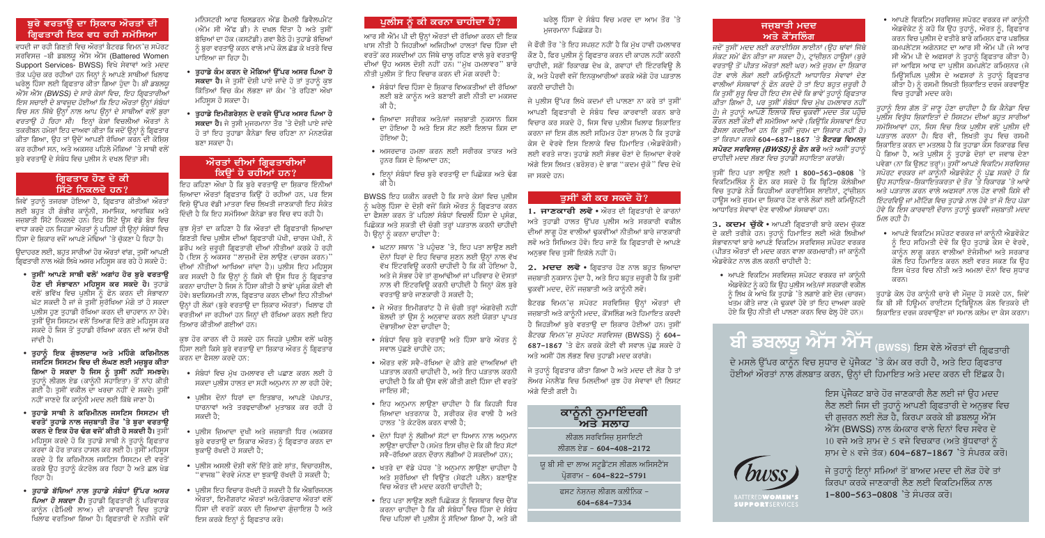## ਬੁਰੇ ਵਰਤਾਉ ਦਾ ਸ਼ਿਕਾਰ ਔਰਤਾਂ ਦੀ ਗ੍ਰਿਫਤਾਰੀ ਇਕ ਵਧ ਰਹੀ ਸਮੱਸਿਆ

ਵਧਦੀ ਜਾ ਰਹੀ ਗਿਣਤੀ ਵਿਚ ਬੈਟਰਡ ਵਿਮਨ'ਜ਼ ਸਪੋਰਟ ਸਰਵਿਸਜ਼ -ਬੀ ਡਬਲਯੂ ਐੱਸ ਐੱਸ (Battered Women Support Services- BWSS) ਵਿਚੇ ਸੇਵਾਵਾਂ ਅਤੇ ਮਦਦ ਤੱਕ ਪਹੁੰਚ ਕਰ ਰਹੀਆਂ ਹਨ ਜਿਨ੍ਹਾਂ ਨੂੰ ਆਪਣੇ ਸਾਥੀਆਂ ਖਿਲਾਫ ਘਰੇਲੂ ਹਿੰਸਾ ਲਈ ਗ੍ਰਿਫਤਾਰ ਕੀਤਾ ਗਿਆ ਹੁੰਦਾ ਹੈ। ਬੀ ਡਬਲਯੂ ਐੱਸ ਐੱਸ (BWSS) ਦੇ ਸਾਰੇ ਕੇਸਾਂ ਵਿਚ, ਇਹ ਗ੍ਰਿਫਤਾਰੀਆਂ ਇਸ ਸਚਾਈ ਦੇ ਬਾਵਜੂਦ ਹੋਈਆਂ ਕਿ ਇਹ ਔਰਤਾਂ ਉਨ੍ਹਾਂ ਸੰਬੰਧਾਂ ਵਿਚ ਸਨ ਜਿੱਥੇ ਉਨ੍ਹਾਂ ਨਾਲ ਆਪ ਉਨ੍ਹਾਂ ਦੇ ਸਾਥੀਆਂ ਵਲੋਂ ਬੁਰਾ ਵਰਤਾਉ ਕੀਤਾ ਜਾ ਰਿਹਾ ਸੀ। ਇਨ੍ਹਾਂ ਕੇਸਾਂ ਵਿਚਲੀਆਂ ਔਰਤਾਂ ਨੇ ਤਕਰੀਬਨ ਹਮੇਸ਼ਾਂ ਇਹ ਦਾਅਵਾ ਕੀਤਾ ਕਿ ਜਦੋਂ ਉਨ੍ਹਾਂ ਨੂੰ ਗ੍ਰਿਫਤਾਰ ਕੀਤਾ ਗਿਆ, ਉਹ ਤਾਂ ਉਦੋਂ ਆਪਣੀ ਰੱਖਿਆ ਕਰਨ ਦੀ ਕੋਸ਼ਿਸ਼ ਕਰ ਰਹੀਆਂ ਸਨ, ਅਤੇ ਅਕਸਰ ਪਹਿਲੇ ਮੌਕਿਆਂ 'ਤੇ ਸਾਥੀ ਵਲੋਂ ਬੁਰੇ ਵਰਤਾਉ ਦੇ ਸੰਬੰਧ ਵਿਚ ਪੁਲੀਸ ਨੂੰ ਫੋਨ ਕਰ ਚੁੱਕੀਆਂ ਸਨ।

## ਗ੍ਰਿਫਤਾਰ ਹੋਣ ਦੇ ਕੀ ਸਿੱਟੇ ਨਿਕਲਦੇ ਹਨ?

ਜਿਵੇਂ ਤੁਹਾਨੂੰ ਜਣਕਥਾ ਹੋਇਆ ਹੈ, ਗ੍ਰਿਫਤਾਰ ਕੀਤੀਆਂ ਔਰਤਾਂ ਲਈ ਬਹੁਤ ਹੀ ਗੰਭੀਰ ਕਾਨੂੰਨੀ, ਸਮਾਜਿਕ, ਆਰਥਿਕ ਅਤੇ ਜਜ਼ਬਾਤੀ ਸਿੱਟੇ ਨਿਕਲਦੇ ਹਨ। ਇਹ ਸਿੱਟੇ ਉਸ ਵੇਲੇ ਬੋਝ ਵਿਚ ਵਾਧਾ ਕਰਦੇ ਹਨ ਜਿਹੜਾ ਔਰਤਾਂ ਨੂੰ ਪਹਿਲਾਂ ਹੀ ਉਨ੍ਹਾਂ ਸੰਬੰਧਾਂ ਵਿਚ ਹਿੰਸਾ ਦੇ ਸ਼ਿਕਾਰ ਵਜੋਂ ਆਪਣੇ ਮੋਢਿਆਂ 'ਤੇ ਚੁੱਕਣਾ ਪੈ ਰਿਹਾ ਹੈ।

ਉਦਾਹਰਣ ਲਈ, ਬਹੁਤ ਸਾਰੀਆਂ ਹੋਰ ਔਰਤਾਂ ਵਾਂਗ, ਤੁਸੀਂ ਆਪਣੀ ਗ੍ਰਿਫਤਾਰੀ ਨਾਲ ਅੱਗੇ ਲਿਖੇ ਅਸਰ ਮਹਿਸੂਸ ਕਰ ਰਹੇ ਹੋ ਸਕਦੇ ਹੋ:

- **ਤੁਸੀਂ ਆਪਣੇ ਸਾਥੀ ਵਲੋਂ ਅਗਾਂਹ ਹੋਰ ਬੁਰੇ ਵਰਤਾਉ ਹੋਣ ਦੀ ਸੰਭਾਵਨਾ ਮਹਿਸੂਸ ਕਰ ਸਕਦੇ ਹੋ।** ਤੁਹਾਡੇ ਵਲੋਂ ਭਵਿੱਖ ਵਿਚ ਪੁਲੀਸ ਨੂੰ ਫੋਨ ਕਰਨ ਦੀ ਸੰਭਾਵਨਾ ਘੱਟ ਸਕਦੀ ਹੈ ਜਾਂ ਜੇ ਤੁਸੀਂ ਸੁਰੱਖਿਆ ਲਈ ਤਾਂ ਹੋ ਸਕਦਾ ਪੁਲੀਸ ਹੁਣ ਤੁਹਾਡੀ ਰੱਖਿਆ ਕਰਨ ਦੀ ਚਾਹਵਾਨ ਨਾ ਹੋਵੇ। ਤੁਸੀਂ ਉਸ ਸਿਸਟਮ ਵਲੋਂ ਤਿਆਗ ਦਿੱਤੇ ਗਏ ਮਹਿਸੂਸ ਕਰ ਸਕਦੇ ਹੋ ਜਿਸ ਤੋਂ ਤੁਹਾਡੀ ਰੱਖਿਆ ਕਰਨ ਦੀ ਆਸ ਰੱਖੀ ਜਾਂਦੀ ਹੈ।
- **ਤੁਹਾਨੂੰ ਇਕ ਗੁੰਝਲਦਾਰ ਅਤੇ ਮਹਿੰਗੇ ਕਰਿਮੀਨਲ ਜਸਟਿਸ ਸਿਸਟਮ ਵਿਚ ਦੀ ਲੰਘਣ ਲਈ ਮਜਬੂਰ ਕੀਤਾ ਗਿਆ ਹੋ ਸਕਦਾ ਹੈ ਜਿਸ ਨੂੰ ਤੁਸੀਂ ਨਹੀਂ ਸਮਝਦੇ।** ਤੁਹਾਨੂੰ ਲੀਗਲ ਏਡ (ਕਾਨੂੰਨੀ ਸਹਾਇਤਾ) ਤੋਂ ਨਾਂਹ ਕੀਤੀ ਗਈ ਹੈ। ਤੁਸੀਂ ਵਕੀਲ ਦਾ ਖਰਚਾ ਨਹੀਂ ਦੇ ਸਕਦੇ। ਤੁਸੀਂ ਨਹੀਂ ਜਾਣਦੇ ਕਿ ਕਾਨੂੰਨੀ ਮਦਦ ਕਿੱਥੇ ਜਾਣਾ ਹੈ।
- **ਤੁਹਾਡੇ ਸਾਥੀ ਨੇ ਕਰਿਮੀਨਲ ਜਸਟਿਸ ਸਿਸਟਮ ਦੀ ਵਰਤੋਂ ਤੁਹਾਡੇ ਨਾਲ ਜਜ਼ਬਾਤੀ ਤੌਰ 'ਤੇ ਬੁਰਾ ਵਰਤਾਉ ਕਰਨ ਦੇ ਇਕ ਹੋਰ ਢੰਗ ਵਜੋਂ ਕੀਤੀ ਹੋ ਸਕਦੀ ਹੈ।** ਤੁਸੀਂ ਮਹਿਸੂਸ ਕਰਦੇ ਹੋ ਕਿ ਤੁਹਾਡੇ ਸਾਥੀ ਨੇ ਤੁਹਾਨੂੰ ਗ੍ਰਿਫਤਾਰ ਕਰਵਾ ਕੇ ਹੋਰ ਤਾਕਤ ਹਾਸਲ ਕਰ ਲਈ ਹੈ। ਤੁਸੀਂ ਮਹਿਸੂਸ ਕਰਦੇ ਹੋ ਕਿ ਕਰਿਮੀਨਲ ਜਸਟਿਸ ਸਿਸਟਮ ਦੀ ਵਰਤੋਂ ਕਰਕੇ ਉਹ ਤੁਹਾਨੂੰ ਕੰਟਰੋਲ ਕਰ ਰਿਹਾ ਹੈ ਅਤੇ ਡਰਾ ਰਿਹਾ ਹੈ।
- **ਤੁਹਾਡੇ ਬੱਚਿਆਂ ਨਾਲ ਤੁਹਾਡੇ ਸੰਬੰਧਾਂ ਉੱਪਰ ਅਸਰ ਪਿਆ ਹੋ ਸਕਦਾ ਹੈ।** ਤੁਹਾਡੀ ਗ੍ਰਿਫਤਾਰੀ ਨੂੰ ਪਰਿਵਾਰਕ ਕਾਨੂੰਨ (ਫੈਮਿਲੀ ਲਾਅ) ਦੀ ਕਾਰਵਾਈ ਵਿਚ ਤੁਹਾਡੇ ਖਿਲਾਫ ਵਰਤਿਆ ਗਿਆ ਹੈ। ਗ੍ਰਿਫਤਾਰੀ ਦੇ ਨਤੀਜੇ ਵਜੋਂ ਮਨਿਸਟਰੀ ਆਫ ਚਿਲਡਰਨ ਐਂਡ ਫੈਮਲੀ ਡਿਵੈਲਪਮੈਂਟ (ਐੱਮ ਸੀ ਐੱਫ ਡੀ) ਨੇ ਦਖਲ ਦਿੱਤਾ ਹੈ ਅਤੇ ਤੁਸੀਂ ਬੱਚਿਆਂ ਦਾ ਹੱਕ (ਕਸਟੱਡੀ) ਗਵਾ ਬੈਠੇ ਹੋ। ਤੁਹਾਡੇ ਬੱਚਿਆਂ ਨੂੰ ਬੁਰਾ ਵਰਤਾਉ ਕਰਨ ਵਾਲੇ ਮਾਪੇ ਕੋਲ ਛੱਡ ਕੇ ਖਤਰੇ ਵਿਚ ਪਾਇਆ ਜਾ ਰਿਹਾ ਹੈ।
- **ਤੁਹਾਡੇ ਕੰਮ ਕਰਨ ਦੇ ਮੌਕਿਆਂ ਉੱਪਰ ਅਸਰ ਪਿਆ ਹੋ ਸਕਦਾ ਹੈ।** ਜੇ ਤੁਸੀਂ ਦੋਸ਼ੀ ਪਾਏ ਜਾਂਦੇ ਹੋ ਤਾਂ ਤੁਹਾਨੂੰ ਕੁਝ ਕਿੱਤਿਆਂ ਵਿਚ ਕੰਮ ਲੱਭਣਾ ਜਾਂ ਕੰਮ 'ਤੇ ਰਹਿਣਾ ਔਖਾ ਮਹਿਸੂਸ ਹੋ ਸਕਦਾ ਹੈ।
- **ਤੁਹਾਡੇ ਇਮੀਗਰੇਸ਼ਨ ਦੇ ਦਰਜੇ ਉੱਪਰ ਅਸਰ ਪਿਆ ਹੋ ਸਕਦਾ ਹੈ।** ਜੇ ਤੁਸੀਂ ਮੁਕਦਮਾਨਾ ਤੌਰ 'ਤੇ ਦੋਸ਼ੀ ਪਾਏ ਜਾਂਦੇ ਹੋ ਤਾਂ ਇਹ ਤੁਹਾਡਾ ਕੈਨੇਡਾ ਵਿਚ ਰਹਿਣਾ ਨਾ ਮੰਨਣਯੋਗ ਬਣਾ ਸਕਦਾ ਹੈ।

## ਔਰਤਾਂ ਦੀਆਂ ਗ੍ਰਿਫਤਾਰੀਆਂ ਕਿਉਂ ਹੋ ਰਹੀਆਂ ਹਨ?

ਇਹ ਕਹਿਣਾ ਔਖਾ ਹੈ ਕਿ ਬੁਰੇ ਵਰਤਾਉ ਦਾ ਸ਼ਿਕਾਰ ਇੰਨੀਆਂ ਜ਼ਿਆਦਾ ਔਰਤਾਂ ਗ੍ਰਿਫਤਾਰ ਕਿਉਂ ਹੋ ਰਹੀਆਂ ਹਨ, ਪਰ ਇਸ ਵਿਸ਼ੇ ਉੱਪਰ ਵੱਡੀ ਮਾਤਰਾ ਵਿਚ ਲਿਖਤੀ ਜਾਣਕਾਰੀ ਇਹ ਸੰਕੇਤ ਦਿੰਦੀ ਹੈ ਕਿ ਇਹ ਸਮੱਸਿਆ ਕੈਨੇਡਾ ਭਰ ਵਿਚ ਵਧ ਰਹੀ ਹੈ।

ਕੁਝ ਸ੍ਰੋਤਾਂ ਦਾ ਕਹਿਣਾ ਹੈ ਕਿ ਔਰਤਾਂ ਦੀ ਗ੍ਰਿਫਤਾਰੀ ਜ਼ਿਆਦਾ ਗਿਣਤੀ ਵਿਚ ਪੁਲੀਸ ਦੀਆਂ ਗ੍ਰਿਫਤਾਰੀ ਪੱਖੀ, ਚਾਰਜ ਪੱਖੀ, ਨੋ ਡਰੌਪ ਅਤੇ ਜ਼ਰੂਰੀ ਗ੍ਰਿਫਤਾਰੀ ਦੀਆਂ ਨੀਤੀਆਂ ਕਰਕੇ ਹੋ ਰਹੀ ਹੈ (ਇਸ ਨੂੰ ਅਕਸਰ "ਲਾਜ਼ਮੀ ਦੋਸ਼ ਲਾਉਣ (ਚਾਰਜ ਕਰਨ)" ਦੀਆਂ ਨੀਤੀਆਂ ਆਖਿਆ ਜਾਂਦਾ ਹੈ)। ਪੁਲੀਸ ਇਹ ਮਹਿਸੂਸ ਕਰ ਸਕਦੀ ਹੈ ਕਿ ਉਨ੍ਹਾਂ ਨੂੰ ਕਿਸੇ ਵੀ ਉਸ ਧਿਰ ਨੂੰ ਗ੍ਰਿਫਤਾਰ ਕਰਨਾ ਚਾਹੀਦਾ ਹੈ ਜਿਸ ਨੇ ਹਿੰਸਾ ਕੀਤੀ ਹੋ ਸ਼ਾਂਦੇ ਪ੍ਰਸੰਗ ਕੋਈ ਵੀ ਹੋਵੇ। ਬਦਕਿਸਮਤੀ ਨਾਲ, ਗ੍ਰਿਫਤਾਰ ਕਰਨ ਦੀਆਂ ਇਹ ਨੀਤੀਆਂ ਉਨ੍ਹਾਂ ਹੀ ਲੋਕਾਂ (ਬੁਰੇ ਵਰਤਾਉ ਦਾ ਸ਼ਿਕਾਰ ਔਰਤਾਂ) ਖਿਲਾਫ ਹੀ ਵਰਤੀਆਂ ਜਾ ਰਹੀਆਂ ਹਨ ਜਿਨ੍ਹਾਂ ਦੀ ਰੱਖਿਆ ਕਰਨ ਲਈ ਇਹ ਤਿਆਰ ਕੀਤੀਆਂ ਗਈਆਂ ਸਨ।

ਕੁਝ ਹੋਰ ਕਾਰਨ ਵੀ ਹੋ ਸਕਦੇ ਹਨ ਜਿਹੜੇ ਪੁਲੀਸ ਵਲੋਂ ਘਰੇਲੂ ਹਿੰਸਾ ਲਈ ਕਿਸੇ ਬੁਰੇ ਵਰਤਾਉ ਦਾ ਸ਼ਿਕਾਰ ਔਰਤ ਨੂੰ ਗ੍ਰਿਫਤਾਰ ਕਰਨ ਦਾ ਫੈਸਲਾ ਕਰਦੇ ਹਨ:

- ਸੰਬੰਧਾਂ ਵਿਚ ਮੁੱਖ ਹਮਲਾਵਰ ਦੀ ਪਛਾਣ ਕਰਨ ਲਈ ਹੋ ਸਕਦਾ ਪੁਲੀਸ ਹਾਲਤ ਦਾ ਸਹੀ ਅਨੁਮਾਨ ਨਾ ਲਾ ਰਹੀ ਹੋਵੇ;
- ਪੁਲੀਸ ਦੋਨਾਂ ਧਿਰਾਂ ਦਾ ਇਤਬਾਰ, ਆਪਣੇ ਪੱਖਪਾਤ, ਧਾਰਨਾਵਾਂ ਅਤੇ ਤਰਫਦਾਰੀਆਂ ਮੁਤਾਬਕ ਕਰ ਰਹੀ ਹੋ ਸਕਦੀ ਹੈ;
- ਪੁਲੀਸ ਜ਼ਿਆਦਾ ਦੁਖੀ ਅਤੇ ਜਜ਼ਬਾਤੀ ਧਿਰ (ਅਕਸਰ ਬੁਰੇ ਵਰਤਾਉ ਦਾ ਸ਼ਿਕਾਰ ਔਰਤ) ਨੂੰ ਗ੍ਰਿਫਤਾਰ ਕਰਨ ਦਾ ਝੁਕਾਅ ਰੱਖਦੀ ਹੋ ਸਕਦੀ ਹੈ;
- ਪੁਲੀਸ ਅਸਲੀ ਦੋਸ਼ੀ ਵਲੋਂ ਦਿੱਤੇ ਗਏ ਸ਼ਾਂਤ, ਵਿਚਾਰਸ਼ੀਲ, "ਵਾਜਬ" ਵੇਰਵੇ ਮੰਨਣ ਦਾ ਝੁਕਾਉ ਰੱਖਦੀ ਹੋ ਸਕਦੀ ਹੈ;
- ਪੁਲੀਸ ਇਹ ਵਿਚਾਰ ਰੱਖਦੀ ਹੋ ਸਕਦੀ ਹੈ ਕਿ ਐਬੋਰਿਜਨਲ ਔਰਤਾਂ, ਇਮੀਗਰਾਂਟ ਔਰਤਾਂ ਅਤੇ/ਰੰਗਦਾਰ ਔਰਤਾਂ ਵਲੋਂ ਹਿੰਸਾ ਦੀ ਵਰਤੋਂ ਕਰਨ ਦੀ ਜ਼ਿਆਦਾ ਗੁੰਜਾਇਸ਼ ਹੈ ਅਤੇ ਇਸ ਕਰਕੇ ਇਨ੍ਹਾਂ ਨੂੰ ਗ੍ਰਿਫਤਾਰ ਕਰੋ।

## ਪੁਲੀਸ ਨੂੰ ਕੀ ਕਰਨਾ ਚਾਹੀਦਾ ਹੈ?

ਆਰ ਸੀ ਐੱਮ ਪੀ ਦੀ ਉਨ੍ਹਾਂ ਔਰਤਾਂ ਦੀ ਰੱਖਿਆ ਕਰਨ ਦੀ ਇਕ ਖਾਸ ਨੀਤੀ ਹੈ ਜਿਹੜੀਆਂ ਅਜਿਹੀਆਂ ਹਾਲਤਾਂ ਵਿਚ ਹਿੰਸਾ ਦੀ ਵਰਤੋਂ ਕਰ ਸਕਦੀਆਂ ਹਨ ਜਿੱਥੇ ਚਾਲੂ ਰਹਿਣ ਵਾਲੇ ਬੁਰੇ ਵਰਤਾਉ ਦੀਆਂ ਉਹ ਅਸਲ ਦੋਸ਼ੀ ਨਹੀਂ ਹਨ। "ਮੁੱਖ ਹਮਲਾਵਰ" ਬਾਰੇ ਨੀਤੀ ਪੁਲੀਸ ਤੋਂ ਇਹ ਵਿਚਾਰ ਕਰਨ ਦੀ ਮੰਗ ਕਰਦੀ ਹੈ:

- ਸੰਬੰਧਾਂ ਵਿਚ ਹਿੰਸਾ ਦੇ ਸ਼ਿਕਾਰ ਵਿਅਕਤੀਆਂ ਦੀ ਰੱਖਿਆ ਲਈ ਬਣੇ ਕਾਨੂੰਨ ਅਤੇ ਬਣਾਈ ਗਈ ਨੀਤੀ ਦਾ ਮਕਸਦ ਕੀ ਹੈ;
- ਜ਼ਿਆਦਾ ਸਰੀਰਕ ਅਤੇ/ਜਾਂ ਜਜ਼ਬਾਤੀ ਨੁਕਸਾਨ ਕਿਸ ਦਾ ਹੋਇਆ ਹੈ ਅਤੇ ਇਸ ਸੱਟ ਲਈ ਇਲਾਜ ਕਿਸ ਦਾ ਹੋਇਆ ਹੈ;
- ਅਸਰਦਾਰ ਹਮਲਾ ਕਰਨ ਲਈ ਸਰੀਰਕ ਤਾਕਤ ਅਤੇ ਹੁਨਰ ਕਿਸ ਦੇ ਜ਼ਿਆਦਾ ਹਨ;
- ਇਨ੍ਹਾਂ ਸੰਬੰਧਾਂ ਵਿਚ ਬੁਰੇ ਵਰਤਾਉ ਦਾ ਪਿਛੋਕੜ ਅਤੇ ਢੰਗ ਕੀ ਹੈ।

BWSS ਇਹ ਯਕੀਨ ਕਰਦੀ ਹੈ ਕਿ ਸਾਰੇ ਕੇਸਾਂ ਵਿਚ ਪੁਲੀਸ ਨੂੰ ਘਰੇਲੂ ਹਿੰਸਾ ਦੇ ਦੋਸ਼ੀ ਵਜੋਂ ਕਿਸੇ ਔਰਤ ਨੂੰ ਗ੍ਰਿਫਤਾਰ ਕਰਨ ਦਾ ਫੈਸਲਾ ਕਰਨ ਤੋਂ ਪਹਿਲਾਂ ਸੰਬੰਧਾਂ ਵਿਚਲੀ ਹਿੰਸਾ ਦੇ ਪ੍ਰਸੰਗ, ਪਿਛੋਕੜ ਅਤੇ ਸੁਭਾਤੀ ਦੀ ਚੰਗੀ ਤਰ੍ਹਾਂ ਪੜਤਾਲ ਕਰਨੀ ਚਾਹੀਦੀ ਹੈ। ਉਨ੍ਹਾਂ ਨੂੰ ਕਰਨਾ ਚਾਹੀਦਾ ਹੈ:

- ਘਟਨਾ ਸਥਾਨ 'ਤੇ ਪਹੁੰਚਣ 'ਤੇ, ਇਹ ਪਤਾ ਲਾਉਣ ਲਈ ਦੋਨਾਂ ਧਿਰਾਂ ਦੇ ਇਹ ਵਿਚਾਰ ਸੁਣਨ ਲਈ ਉਨ੍ਹਾਂ ਨਾਲ ਵੱਖ ਵੱਖ ਇੰਟਰਵਿਊ ਕਰਨੀ ਚਾਹੀਦੀ ਹੈ ਕਿ ਕੀ ਹੋਇਆ ਹੈ, ਅਤੇ ਜੇ ਸੰਭਵ ਹੋਵੇ ਤਾਂ ਗੁਆਂਢੀਆਂ ਜਾਂ ਪਰਿਵਾਰ ਦੇ ਜੀਆਂ ਨਾਲ ਵੀ ਇੰਟਰਵਿਊ ਕਰਨੀ ਚਾਹੀਦੀ ਹੈ ਜਿਨ੍ਹਾਂ ਕੋਲ ਬੁਰੇ ਵਰਤਾਉ ਬਾਰੇ ਜਾਣਕਾਰੀ ਹੋ ਸਕਦੀ ਹੈ;
- ਜੇ ਔਰਤ ਇਮੀਗਰਾਂਟ ਹੈ ਜੋ ਚੰਗੀ ਤਰ੍ਹਾਂ ਅੰਗਰੇਜ਼ੀ ਨਹੀਂ ਬੋਲਦੀ ਤਾਂ ਉਸ ਨੂੰ ਅਨੁਵਾਦ ਕਰਨ ਲਈ ਯੋਗਤਾ ਪ੍ਰਾਪਤ ਦੋਭਾਸ਼ੀਆ ਦੇਣਾ ਚਾਹੀਦਾ ਹੈ;
- ਸੰਬੰਧਾਂ ਵਿਚ ਬੁਰੇ ਵਰਤਾਉ ਅਤੇ ਹਿੰਸਾ ਬਾਰੇ ਔਰਤ ਨੂੰ ਸਵਾਲ ਪੁੱਛਣੇ ਚਾਹੀਦੇ ਹਨ;
- ਔਰਤ ਵਲੋਂ ਸਵੈ-ਰੱਖਿਆ ਦੇ ਕੀਤੇ ਗਏ ਦਾਅਵਿਆਂ ਦੀ ਪੜਤਾਲ ਕਰਨੀ ਚਾਹੀਦੀ ਹੈ, ਅਤੇ ਇਹ ਪੜਤਾਲ ਕਰਨੀ ਚਾਹੀਦੀ ਹੈ ਕਿ ਕੀ ਉਸ ਵਲੋਂ ਕੀਤੀ ਗਈ ਹਿੰਸਾ ਵੀ ਵਰਤੋਂ ਜਾਇਜ਼ ਸੀ;
- ਇਹ ਅਨੁਮਾਨ ਲਾਉਣਾ ਚਾਹੀਦਾ ਹੈ ਕਿ ਕਿਹੜੀ ਧਿਰ ਜ਼ਿਆਦਾ ਖਤਰਨਾਕ ਹੈ, ਸਰੀਰਕ ਜ਼ੋਰ ਵਾਲੀ ਹੈ ਅਤੇ ਹਾਲਤ 'ਤੇ ਕੰਟਰੋਲ ਕਰਨ ਵਾਲੀ ਹੈ;
- ਦੋਨਾਂ ਧਿਰਾਂ ਨੂੰ ਲੱਗੀਆਂ ਸੱਟਾਂ ਦਾ ਧਿਆਨ ਨਾਲ ਅਨੁਮਾਨ ਲਾਉਣਾ ਚਾਹੀਦਾ ਹੈ (ਜਿਵੇਂ ਇਸ ਚੀਜ਼ ਦੇ ਕਿ ਕੀ ਇਹ ਸੱਟਾਂ ਸਵੈ-ਰੱਖਿਆ ਕਰਨ ਦੌਰਾਨ ਲੱਗੀਆਂ ਹੋ ਸਕਦੀਆਂ ਹਨ);
- ਖਤਰੇ ਦਾ ਢੁੱਕੇ ਪੱਧਰ 'ਤੇ ਅਨੁਮਾਨ ਲਾਉਣਾ ਚਾਹੀਦਾ ਹੈ ਅਤੇ ਸੁਰੱਖਿਆ ਦੀ ਵਿਉਂਤ (ਸੇਫਟੀ ਪਲੈਨ) ਬਣਾਉਣ ਵਿਚ ਔਰਤ ਦੀ ਮਦਦ ਕਰਨੀ ਚਾਹੀਦੀ ਹੈ;
- ਇਹ ਪਤਾ ਲਾਉਣ ਲਈ ਪਿਛੋਕੜ ਨੂੰ ਵਿਸਥਾਰ ਵਿਚ ਚੈੱਕ ਕਰਨਾ ਚਾਹੀਦਾ ਹੈ ਕਿ ਕੀ ਸੰਬੰਧਾਂ ਵਿਚ ਹਿੰਸਾ ਦੇ ਸੰਬੰਧ ਵਿਚ ਪਹਿਲਾਂ ਵੀ ਪੁਲੀਸ ਨੂੰ ਸੱਦਿਆ ਗਿਆ ਹੈ, ਅਤੇ ਕੀ ਘਰੇਲੂ ਹਿੰਸਾ ਦੇ ਸੰਬੰਧ ਵਿਚ ਮਰਦ ਦਾ ਆਮ ਤੌਰ 'ਤੇ ਮੁਜਰਮਾਨਾ ਪਿਛੋਕੜ ਹੈ।

ਜੇ ਫੇਰੀ ਤੌਰ 'ਤੇ ਇਹ ਸਪਸ਼ਟ ਨਹੀਂ ਹੈ ਕਿ ਮੁੱਖ ਹਮਲਾਵਰ ਕੌਣ ਹੈ, ਫਿਰ ਪੁਲੀਸ ਨੂੰ ਗ੍ਰਿਫਤਾਰ ਕਰਨ ਦੀ ਕਾਹਲ ਨਹੀਂ ਕਰਨੀ ਚਾਹੀਦੀ, ਸਗੋਂ ਰਿਕਾਰਡ ਦੇਖ ਕੇ, ਗਵਾਹਾਂ ਦੀ ਇੰਟਰਵਿਊ ਲੈ ਕੇ, ਅਤੇ ਪੈਰਵੀ ਵਜੋਂ ਇਨਕੁਆਰੀਆਂ ਕਰਕੇ ਅੱਗੇ ਹੋਰ ਪੜਤਾਲ ਕਰਨੀ ਚਾਹੀਦੀ ਹੈ।

ਜੇ ਪੁਲੀਸ ਉੱਪਰ ਲਿਖੇ ਕਦਮਾਂ ਦੀ ਪਾਲਣਾ ਨਾ ਕਰੇ ਤਾਂ ਤੁਸੀਂ ਆਪਣੀ ਗ੍ਰਿਫਤਾਰੀ ਦੇ ਸੰਬੰਧ ਵਿਚ ਕਾਰਵਾਈ ਕਰਨ ਬਾਰੇ ਵਿਚਾਰ ਕਰ ਸਕਦੇ ਹੋ, ਜਿਸ ਵਿਚ ਪੁਲੀਸ ਖਿਲਾਫ ਸ਼ਿਕਾਇਤ ਕਰਨਾ ਜਾਂ ਇਸ ਗੱਲ ਲਈ ਸਹਿਮਤ ਹੋਣਾ ਸ਼ਾਮਲ ਹੈ ਕਿ ਤੁਹਾਡੇ ਕੇਸ ਦੇ ਵੇਰਵੇ ਇਸ ਇਲਾਕੇ ਵਿਚ ਹਿਮਾਇਤ (ਐਡਵੋਕੇਸੀ) ਲਈ ਵਰਤੇ ਜਾਣ। ਤੁਹਾਡੇ ਲਈ ਸੰਭਵ ਚੋਣਾਂ ਦੇ ਜ਼ਿਆਦਾ ਵੇਰਵੇ ਅੱਗੇ ਇਸ ਲਿਖਤ (ਬਰੋਸ਼ਰ) ਦੇ ਭਾਗ "ਕਦਮ ਚੁੱਕੋ" ਵਿਚ ਦੇਖੇ ਜਾ ਸਕਦੇ ਹਨ।

## ਤੁਸੀਂ ਕੀ ਕਰ ਸਕਦੇ ਹੋ?

**1. ਜਾਣਕਾਰੀ ਲਵੋ** • ਔਰਤ ਦੀ ਗ੍ਰਿਫਤਾਰੀ ਦੇ ਕਾਰਨਾਂ ਅਤੇ ਤੁਹਾਡੀ ਹਾਲਤ ਉੱਪਰ ਪੁਲੀਸ ਅਤੇ ਸਰਕਾਰੀ ਵਕੀਲ ਦੀਆਂ ਲਾਗੂ ਹੋਣ ਵਾਲੀਆਂ ਢੁਕਵੀਆਂ ਨੀਤੀਆਂ ਬਾਰੇ ਜਾਣਕਾਰੀ ਲਵੋ ਅਤੇ ਸਿੱਖਿਅਤ ਹੋਵੋ। ਇਹ ਜਾਣੋ ਕਿ ਗ੍ਰਿਫਤਾਰੀ ਦੇ ਆਪਣੇ ਅਨੁਭਵ ਵਿਚ ਤੁਸੀਂ ਇਕੱਲੇ ਨਹੀਂ ਹੋ।

**2. ਮਦਦ ਲਵੋ** • ਗ੍ਰਿਫਤਾਰ ਹੋਣ ਨਾਲ ਬਹੁਤ ਜ਼ਿਆਦਾ ਜਜ਼ਬਾਤੀ ਨੁਕਸਾਨ ਹੁੰਦਾ ਹੈ, ਅਤੇ ਇਹ ਬਹੁਤ ਜ਼ਰੂਰੀ ਹੈ ਕਿ ਤੁਸੀਂ ਢੁਕਵੀਂ ਮਦਦ, ਦੋਨੋਂ ਜਜ਼ਬਾਤੀ ਅਤੇ ਕਾਨੂੰਨੀ ਲਵੋ।

ਬੈਟਰਡ ਵਿਮਨ'ਜ਼ ਸਪੋਰਟ ਸਰਵਿਸਜ਼ ਉਨ੍ਹਾਂ ਔਰਤਾਂ ਦੀ ਜਜ਼ਬਾਤੀ ਅਤੇ ਕਾਨੂੰਨੀ ਮਦਦ, ਕੌਂਸਲਿੰਗ ਅਤੇ ਹਿਮਾਇਤ ਕਰਦੀ ਹੈ ਜਿਹੜੀਆਂ ਬੁਰੇ ਵਰਤਾਉ ਦਾ ਸ਼ਿਕਾਰ ਹੋਈਆਂ ਹਨ। ਤੁਸੀਂ ਬੈਟਰਡ ਵਿਮਨ'ਜ਼ ਸਪੋਰਟ ਸਰਵਿਸਜ਼ (BWSS) ਨੂੰ 604-687-1867 'ਤੇ ਫੋਨ ਕਰਕੇ ਕੋਈ ਵੀ ਸਵਾਲ ਪੁੱਛ ਸਕਦੇ ਹੋ ਅਤੇ ਅਸੀਂ ਹੱਲ ਲੱਭਣ ਵਿਚ ਤੁਹਾਡੀ ਮਦਦ ਕਰਾਂਗੇ।

ਜੇ ਤੁਹਾਨੂੰ ਗ੍ਰਿਫਤਾਰ ਕੀਤਾ ਗਿਆ ਹੈ ਅਤੇ ਮਦਦ ਦੀ ਲੋੜ ਹੈ ਤਾਂ ਲੋਅਰ ਮੇਨਲੈਂਡ ਵਿਚ ਮਿਲਦੀਆਂ ਕੁਝ ਹੋਰ ਸੇਵਾਵਾਂ ਦੀ ਲਿਸਟ ਅੱਗੇ ਦਿੱਤੀ ਗਈ ਹੈ।

### ਕਾਨੂੰਨੀ ਨੁਮਾਇੰਦਗੀ ਅਤੇ ਸਲਾਹ

ਲੀਗਲ ਸਰਵਿਸਿਜ਼ ਸੁਸਾਇਟੀ
ਲੀਗਲ ਏਡ - 604-408-2172

ਯੂ ਬੀ ਸੀ ਦਾ ਲਾਅ ਸਟੂਡੈਂਟਸ ਲੀਗਲ ਅਸਿਸਟੈਂਸ ਪ੍ਰੋਗਰਾਮ - 604-822-5791

ਫਸਟ ਨੇਸ਼ਨਜ਼ ਲੀਗਲ ਕਲੀਨਿਕ - 604-684-7334

## ਜਜ਼ਬਾਤੀ ਮਦਦ ਅਤੇ ਕੌਂਸਲਿੰਗ

ਜਦੋਂ ਤੁਸੀਂ ਮਦਦ ਲਈ ਕਰਾਈਸਿਸ ਲਾਈਨਾਂ (ਉਹ ਥਾਂਵਾਂ ਜਿੱਥੇ ਸੰਕਟ ਸਮੇਂ ਫੋਨ ਕੀਤਾ ਜਾ ਸਕਦਾ ਹੈ), ਟ੍ਰਾਂਜ਼ੀਸ਼ਨ ਹਾਊਸਾਂ (ਬੁਰੇ ਵਰਤਾਉ ਤੋਂ ਪੀੜਤ ਔਰਤਾਂ ਲਈ ਘਰ) ਅਤੇ ਜੁਰਮ ਦਾ ਸ਼ਿਕਾਰ ਹੋਣ ਵਾਲੇ ਲੋਕਾਂ ਲਈ ਕਮਿਊਨਿਟੀ ਆਧਾਰਿਤ ਸੇਵਾਵਾਂ ਦੇਣ ਵਾਲੀਆਂ ਸੰਸਥਾਵਾਂ ਨੂੰ ਫੋਨ ਕਰਦੇ ਹੋ ਤਾਂ ਇਹ ਬਹੁਤ ਜ਼ਰੂਰੀ ਹੈ ਕਿ ਤੁਸੀਂ ਸ਼ੁਰੂ ਵਿਚ ਹੀ ਇਹ ਦੱਸ ਦੇਵੋ ਕਿ ਭਾਵੇਂ ਤੁਹਾਨੂੰ ਗ੍ਰਿਫਤਾਰ ਕੀਤਾ ਗਿਆ ਹੈ, ਪਰ ਤੁਸੀਂ ਸੰਬੰਧ ਵਿਚ ਮੁੱਖ ਹਮਲਾਵਰ ਨਹੀਂ ਹੋ। ਜੇ ਤੁਹਾਨੂੰ ਆਪਣੇ ਇਲਾਕੇ ਵਿਚ ਢੁਕਵੀਂ ਮਦਦ ਤੱਕ ਪਹੁੰਚ ਕਰਨ ਲਈ ਕੋਈ ਵੀ ਸਮੱਸਿਆ ਆਵੇ (ਕਿਉਂਕਿ ਸੰਸਥਾਵਾਂ ਇਹ ਫੈਸਲਾ ਕਰਦੀਆਂ ਹਨ ਕਿ ਤੁਸੀਂ ਜੁਰਮ ਦਾ ਸ਼ਿਕਾਰ ਨਹੀਂ ਹੋ) ਤਾਂ ਕਿਰਪਾ ਕਰਕੇ **604-687-1867 'ਤੇ ਬੈਟਰਡ ਵਿਮਨਜ਼ ਸਪੋਰਟ ਸਰਵਿਸਜ਼ (BWSS) ਨੂੰ ਫੋਨ ਕਰੋ** ਅਤੇ ਅਸੀਂ ਤੁਹਾਨੂੰ ਚਾਹੀਦੀ ਮਦਦ ਲੱਭਣ ਵਿਚ ਤੁਹਾਡੀ ਸਹਾਇਤਾ ਕਰਾਂਗੇ।

ਤੁਸੀਂ ਇਹ ਪਤਾ ਲਾਉਣ ਲਈ **1 800-563-0808** 'ਤੇ ਵਿਕਟਿਮਲਿੰਕ ਨੂੰ ਫੋਨ ਕਰ ਸਕਦੇ ਹੋ ਕਿ ਬ੍ਰਿਟਿਸ਼ ਕੋਲੰਬੀਆ ਵਿਚ ਤੁਹਾਡੇ ਨੇੜੇ ਕਿਹੜੀਆਂ ਕਰਾਈਸਿਸ ਲਾਈਨਾਂ, ਟ੍ਰਾਂਜ਼ੀਸ਼ਨ ਹਾਊਸ ਅਤੇ ਜੁਰਮ ਦਾ ਸ਼ਿਕਾਰ ਹੋਣ ਵਾਲੇ ਲੋਕਾਂ ਲਈ ਕਮਿਊਨਿਟੀ ਆਧਾਰਿਤ ਸੇਵਾਵਾਂ ਦੇਣ ਵਾਲੀਆਂ ਸੰਸਥਾਵਾਂ ਹਨ।

**3. ਕਦਮ ਚੁੱਕੋ** • ਆਪਣੀ ਗ੍ਰਿਫਤਾਰੀ ਬਾਰੇ ਕਦਮ ਚੁੱਕਣ ਦੇ ਕਈ ਤਰੀਕੇ ਹਨ। ਤੁਹਾਨੂੰ ਹਿਮਾਇਤ ਲਈ ਅੱਗੇ ਲਿਖੀਆਂ ਸੰਭਾਵਨਾਵਾਂ ਬਾਰੇ ਆਪਣੇ ਵਿਕਟਿਮ ਸਰਵਿਸਜ਼ ਸਪੋਰਟ ਵਰਕਰ (ਪੀੜਤ ਔਰਤਾਂ ਦੀ ਮਦਦ ਕਰਨ ਵਾਲਾ ਕਰਮਚਾਰੀ) ਜਾਂ ਕਾਨੂੰਨੀ ਐਡਵੋਕੇਟ ਨਾਲ ਗੱਲ ਕਰਨੀ ਚਾਹੀਦੀ ਹੈ।

- ਆਪਣੇ ਵਿਕਟਿਮ ਸਰਵਿਸਜ਼ ਸਪੋਰਟ ਵਰਕਰ ਜਾਂ ਕਾਨੂੰਨੀ ਐਡਵੋਕੇਟ ਨੂੰ ਕਹੋ ਕਿ ਉਹ ਪੁਲੀਸ ਅਤੇ/ਜਾਂ ਸਰਕਾਰੀ ਵਕੀਲ ਨੂੰ ਲਿਖ ਕੇ ਆਖੇ ਕਿ ਤੁਹਾਡੇ 'ਤੇ ਲਗਾਏ ਗਏ ਦੋਸ਼ (ਚਾਰਜ) ਖਤਮ ਕੀਤੇ ਜਾਣ (ਜੇ ਢੁਕਵਾਂ ਹੋਵੇ ਤਾਂ ਇਹ ਦਾਅਵਾ ਕਰਦੇ ਹੋਏ ਕਿ ਉਹ ਨੀਤੀ ਦੀ ਪਾਲਣਾ ਕਰਨ ਵਿਚ ਫੇਲ੍ਹ ਹੋਏ ਹਨ)।
- ਆਪਣੇ ਵਿਕਟਿਮ ਸਰਵਿਸਜ਼ ਸਪੋਰਟ ਵਰਕਰ ਜਾਂ ਕਾਨੂੰਨੀ ਐਡਵੋਕੇਟ ਨੂੰ ਕਹੋ ਕਿ ਉਹ ਤੁਹਾਨੂੰ, ਔਰਤ ਨੂੰ, ਗ੍ਰਿਫਤਾਰ ਕਰਨ ਵਿਚ ਪੁਲੀਸ ਦੇ ਵਤੀਰੇ ਬਾਰੇ ਕਮਿਸ਼ਨਰ ਫਾਰ ਪਬਲਿਕ ਕੰਪਲੇਂਟਸ ਅਗੇਨਸਟ ਦਾ ਆਰ ਸੀ ਐੱਮ ਪੀ (ਜੇ ਆਰ ਸੀ ਐੱਮ ਪੀ ਦੇ ਅਫਸਰਾਂ ਨੇ ਤੁਹਾਨੂੰ ਗ੍ਰਿਫਤਾਰ ਕੀਤਾ ਹੈ) ਜਾਂ ਆਫਿਸ ਆਫ ਦਾ ਪੁਲੀਸ ਕੰਪਲੇਂਟ ਕਮਿਸ਼ਨਰ (ਜੇ ਮਿਊਂਸਪਿਲ ਪੁਲੀਸ ਦੇ ਅਫਸਰਾਂ ਨੇ ਤੁਹਾਨੂੰ ਗ੍ਰਿਫਤਾਰ ਕੀਤਾ ਹੈ) ਨੂੰ ਰਸਮੀ ਲਿਖਤੀ ਸ਼ਿਕਾਇਤ ਦਰਜ ਕਰਵਾਉਣ ਵਿਚ ਤੁਹਾਡੀ ਮਦਦ ਕਰੇ।

ਤੁਹਾਨੂੰ ਇਸ ਗੱਲ ਤੋਂ ਜਾਣੂ ਹੋਣਾ ਚਾਹੀਦਾ ਹੈ ਕਿ ਕੈਨੇਡਾ ਵਿਚ ਪੁਲੀਸ ਵਿਰੁੱਧ ਸ਼ਿਕਾਇਤਾਂ ਦੇ ਸਿਸਟਮ ਦੀਆਂ ਬਹੁਤ ਸਾਰੀਆਂ ਸਮੱਸਿਆਵਾਂ ਹਨ, ਜਿਸ ਵਿਚ ਇਕ ਪੁਲੀਸ ਵਲੋਂ ਪੁਲੀਸ ਦੀ ਪੜਤਾਲ ਕਰਨਾ ਹੈ। ਫਿਰ ਵੀ, ਲਿਖਤੀ ਰੂਪ ਵਿਚ ਰਸਮੀ ਸ਼ਿਕਾਇਤ ਕਰਨ ਦਾ ਮਤਲਬ ਹੈ ਕਿ ਤੁਹਾਡਾ ਕੇਸ ਰਿਕਾਰਡ ਵਿਚ ਪੈ ਗਿਆ ਹੈ, ਅਤੇ ਪੁਲੀਸ ਨੂੰ ਤੁਹਾਡੇ ਦੋਸ਼ਾਂ ਦਾ ਜਵਾਬ ਦੇਣਾ ਪਵੇਗਾ (ਨਾ ਕਿ ਉਲਟ ਤਰ੍ਹਾਂ)। ਤੁਸੀਂ ਆਪਣੇ ਵਿਕਟਿਮ ਸਰਵਿਸਜ਼ ਸਪੋਰਟ ਵਰਕਰ ਜਾਂ ਕਾਨੂੰਨੀ ਐਡਵੋਕੇਟ ਨੂੰ ਪੁੱਛ ਸਕਦੇ ਹੋ ਕਿ ਉਹ ਸਹਾਇਕ-ਸ਼ਿਕਾਇਤਕਰਤਾ ਦੇ ਤੌਰ 'ਤੇ ਰਿਕਾਰਡ 'ਤੇ ਆਵੇ ਅਤੇ ਪੜਤਾਲ ਕਰਨ ਵਾਲੇ ਅਫਸਰਾਂ ਨਾਲ ਹੋਣ ਵਾਲੀ ਕਿਸੇ ਵੀ ਇੰਟਰਵਿਊ ਜਾਂ ਮੀਟਿੰਗ ਵਿਚ ਤੁਹਾਡੇ ਨਾਲ ਹੋਵੇ ਤਾਂ ਜੋ ਪੱਕਾ ਹੋਵੇ ਕਿ ਇਸ ਕਾਰਵਾਈ ਦੌਰਾਨ ਤੁਹਾਨੂੰ ਢੁਕਵੀਂ ਜਜ਼ਬਾਤੀ ਮਦਦ ਮਿਲ ਰਹੀ ਹੈ।

- ਆਪਣੇ ਵਿਕਟਿਮ ਸਪੋਰਟ ਵਰਕਰ ਜਾਂ ਕਾਨੂੰਨੀ ਐਡਵੋਕੇਟ ਨੂੰ ਇਹ ਸਹਿਮਤੀ ਦੇਵੋ ਕਿ ਉਹ ਤੁਹਾਡੇ ਕੇਸ ਦੇ ਵੇਰਵੇ, ਕਾਨੂੰਨ ਲਾਗੂ ਕਰਨ ਵਾਲੀਆਂ ਏਜੰਸੀਆਂ ਅਤੇ ਸਰਕਾਰ ਕੋਲ ਇਹ ਹਿਮਾਇਤ ਕਰਨ ਲਈ ਵਰਤ ਸਕਣ ਕਿ ਉਹ ਇਸ ਖੇਤਰ ਵਿਚ ਨੀਤੀ ਅਤੇ ਅਮਲਾਂ ਦੋਨਾਂ ਵਿਚ ਸੁਧਾਰ ਕਰਨ।

ਤੁਹਾਡੇ ਕੋਲ ਹੋਰ ਕਾਨੂੰਨੀ ਚਾਰੇ ਵੀ ਮੌਜੂਦ ਹੋ ਸਕਦੇ ਹਨ, ਜਿਵੇਂ ਕਿ ਬੀ ਸੀ ਹਿਊਮਨ ਰਾਈਟਸ ਟ੍ਰਿਬਿਊਨਲ ਕੋਲ ਵਿਤਕਰੇ ਦੀ ਸ਼ਿਕਾਇਤ ਦਰਜ ਕਰਵਾਉਣਾ ਜਾਂ ਸਮਾਲ ਕਲੇਮ ਦਾ ਕੇਸ ਕਰਨਾ।

## ਬੀ ਡਬਲਯੂ ਐੱਸ ਐੱਸ (BWSS) ਇਸ ਵੇਲੇ ਔਰਤਾਂ ਦੀ ਗ੍ਰਿਫਤਾਰੀ

ਦੇ ਮਸਲੇ ਉੱਪਰ ਕਾਨੂੰਨ ਵਿਚ ਸੁਧਾਰ ਦੇ ਪ੍ਰੋਜੈਕਟ 'ਤੇ ਕੰਮ ਕਰ ਰਹੀ ਹੈ, ਅਤੇ ਇਹ ਗ੍ਰਿਫਤਾਰ ਹੋਈਆਂ ਔਰਤਾਂ ਨਾਲ ਗੱਲਬਾਤ ਕਰਨ, ਉਨ੍ਹਾਂ ਦੀ ਹਿਮਾਇਤ ਅਤੇ ਮਦਦ ਕਰਨ ਦੀ ਇੱਛਕ ਹੈ।

ਇਸ ਪ੍ਰੋਜੈਕਟ ਬਾਰੇ ਹੋਰ ਜਾਣਕਾਰੀ ਲੈਣ ਲਈ ਜਾਂ ਉਹ ਮਦਦ ਲੈਣ ਲਈ ਜਿਸ ਦੀ ਤੁਹਾਨੂੰ ਆਪਣੀ ਗ੍ਰਿਫਤਾਰੀ ਦੇ ਅਨੁਭਵ ਵਿਚ ਦੀ ਗੁਜ਼ਰਨ ਲਈ ਲੋੜ ਹੈ, ਕਿਰਪਾ ਕਰਕੇ ਬੀ ਡਬਲਯੂ ਐੱਸ ਐੱਸ (BWSS) ਨਾਲ ਕੰਮਕਾਰ ਵਾਲੇ ਦਿਨਾਂ ਵਿਚ ਸਵੇਰ ਦੇ 10 ਵਜੇ ਅਤੇ ਸ਼ਾਮ ਦੇ 5 ਵਜੇ ਵਿਚਕਾਰ (ਅਤੇ ਬੁੱਧਵਾਰਾਂ ਨੂੰ ਸ਼ਾਮ ਦੇ 8 ਵਜੇ ਤੱਕ) **604-687-1867** 'ਤੇ ਸੰਪਰਕ ਕਰੋ।

ਜੇ ਤੁਹਾਨੂੰ ਇਨ੍ਹਾਂ ਸਮਿਆਂ ਤੋਂ ਬਾਅਦ ਮਦਦ ਦੀ ਲੋੜ ਹੋਵੇ ਤਾਂ ਕਿਰਪਾ ਕਰਕੇ ਜਾਣਕਾਰੀ ਲੈਣ ਲਈ ਵਿਕਟਿਮਲਿੰਕ ਨਾਲ **1-800-563-0808** 'ਤੇ ਸੰਪਰਕ ਕਰੋ।

bwss
BATTERED WOMEN'S SUPPORT SERVICES